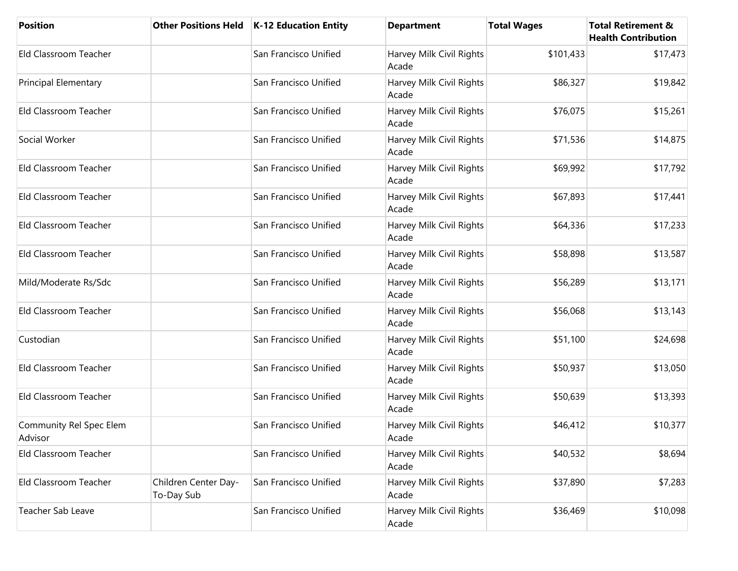| Position | Other Positions Held | K-12 Education Entity | Department | Total Wages | Total Retirement & Health Contribution |
|---|---|---|---|---|---|
| Eld Classroom Teacher | | San Francisco Unified | Harvey Milk Civil Rights Acade | $101,433 | $17,473 |
| Principal Elementary | | San Francisco Unified | Harvey Milk Civil Rights Acade | $86,327 | $19,842 |
| Eld Classroom Teacher | | San Francisco Unified | Harvey Milk Civil Rights Acade | $76,075 | $15,261 |
| Social Worker | | San Francisco Unified | Harvey Milk Civil Rights Acade | $71,536 | $14,875 |
| Eld Classroom Teacher | | San Francisco Unified | Harvey Milk Civil Rights Acade | $69,992 | $17,792 |
| Eld Classroom Teacher | | San Francisco Unified | Harvey Milk Civil Rights Acade | $67,893 | $17,441 |
| Eld Classroom Teacher | | San Francisco Unified | Harvey Milk Civil Rights Acade | $64,336 | $17,233 |
| Eld Classroom Teacher | | San Francisco Unified | Harvey Milk Civil Rights Acade | $58,898 | $13,587 |
| Mild/Moderate Rs/Sdc | | San Francisco Unified | Harvey Milk Civil Rights Acade | $56,289 | $13,171 |
| Eld Classroom Teacher | | San Francisco Unified | Harvey Milk Civil Rights Acade | $56,068 | $13,143 |
| Custodian | | San Francisco Unified | Harvey Milk Civil Rights Acade | $51,100 | $24,698 |
| Eld Classroom Teacher | | San Francisco Unified | Harvey Milk Civil Rights Acade | $50,937 | $13,050 |
| Eld Classroom Teacher | | San Francisco Unified | Harvey Milk Civil Rights Acade | $50,639 | $13,393 |
| Community Rel Spec Elem Advisor | | San Francisco Unified | Harvey Milk Civil Rights Acade | $46,412 | $10,377 |
| Eld Classroom Teacher | | San Francisco Unified | Harvey Milk Civil Rights Acade | $40,532 | $8,694 |
| Eld Classroom Teacher | Children Center Day-To-Day Sub | San Francisco Unified | Harvey Milk Civil Rights Acade | $37,890 | $7,283 |
| Teacher Sab Leave | | San Francisco Unified | Harvey Milk Civil Rights Acade | $36,469 | $10,098 |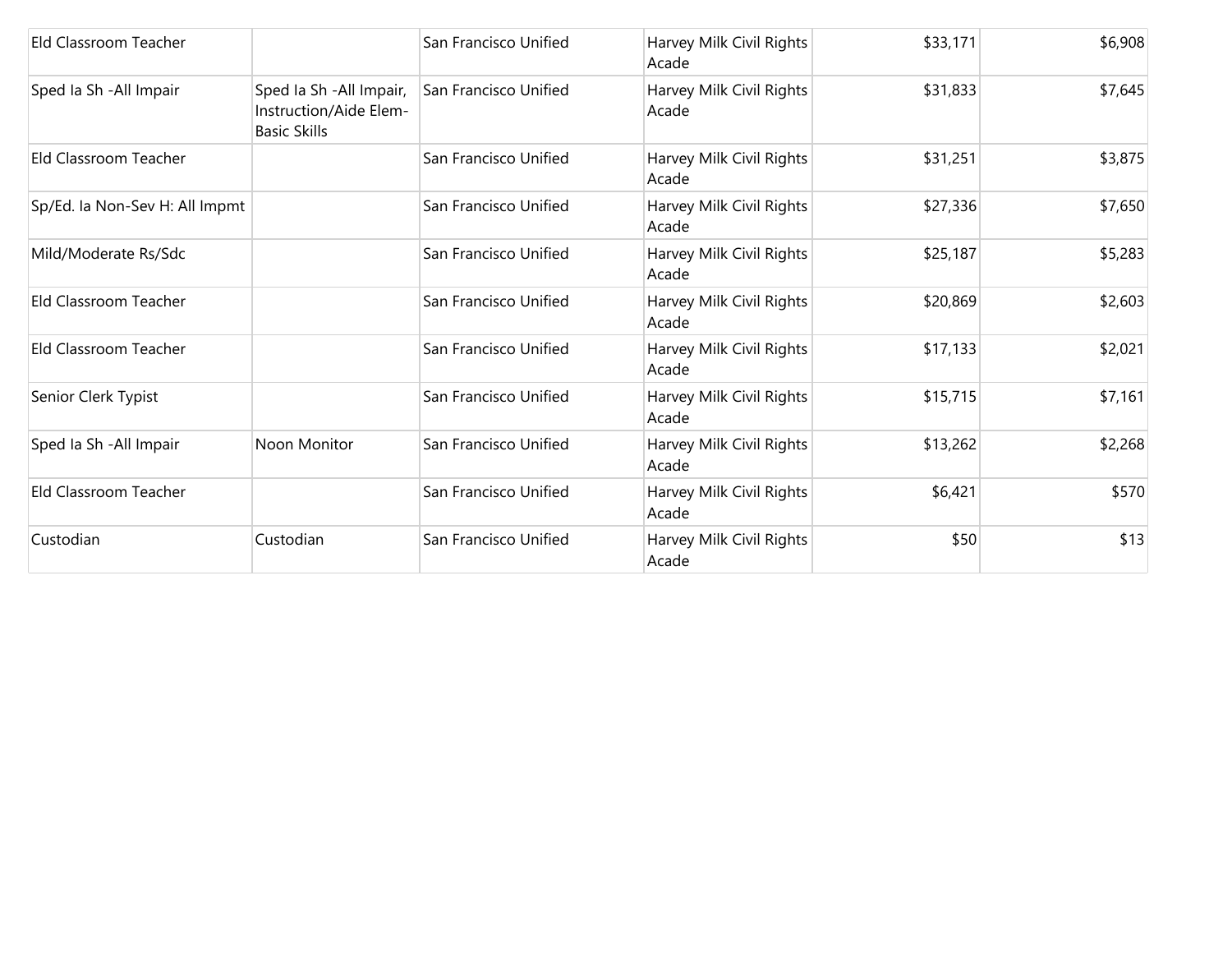| | | | | | |
|---|---|---|---|---|---|
| Eld Classroom Teacher | | San Francisco Unified | Harvey Milk Civil Rights Acade | $33,171 | $6,908 |
| Sped Ia Sh -All Impair | Sped Ia Sh -All Impair, Instruction/Aide Elem-Basic Skills | San Francisco Unified | Harvey Milk Civil Rights Acade | $31,833 | $7,645 |
| Eld Classroom Teacher | | San Francisco Unified | Harvey Milk Civil Rights Acade | $31,251 | $3,875 |
| Sp/Ed. Ia Non-Sev H: All Impmt | | San Francisco Unified | Harvey Milk Civil Rights Acade | $27,336 | $7,650 |
| Mild/Moderate Rs/Sdc | | San Francisco Unified | Harvey Milk Civil Rights Acade | $25,187 | $5,283 |
| Eld Classroom Teacher | | San Francisco Unified | Harvey Milk Civil Rights Acade | $20,869 | $2,603 |
| Eld Classroom Teacher | | San Francisco Unified | Harvey Milk Civil Rights Acade | $17,133 | $2,021 |
| Senior Clerk Typist | | San Francisco Unified | Harvey Milk Civil Rights Acade | $15,715 | $7,161 |
| Sped Ia Sh -All Impair | Noon Monitor | San Francisco Unified | Harvey Milk Civil Rights Acade | $13,262 | $2,268 |
| Eld Classroom Teacher | | San Francisco Unified | Harvey Milk Civil Rights Acade | $6,421 | $570 |
| Custodian | Custodian | San Francisco Unified | Harvey Milk Civil Rights Acade | $50 | $13 |